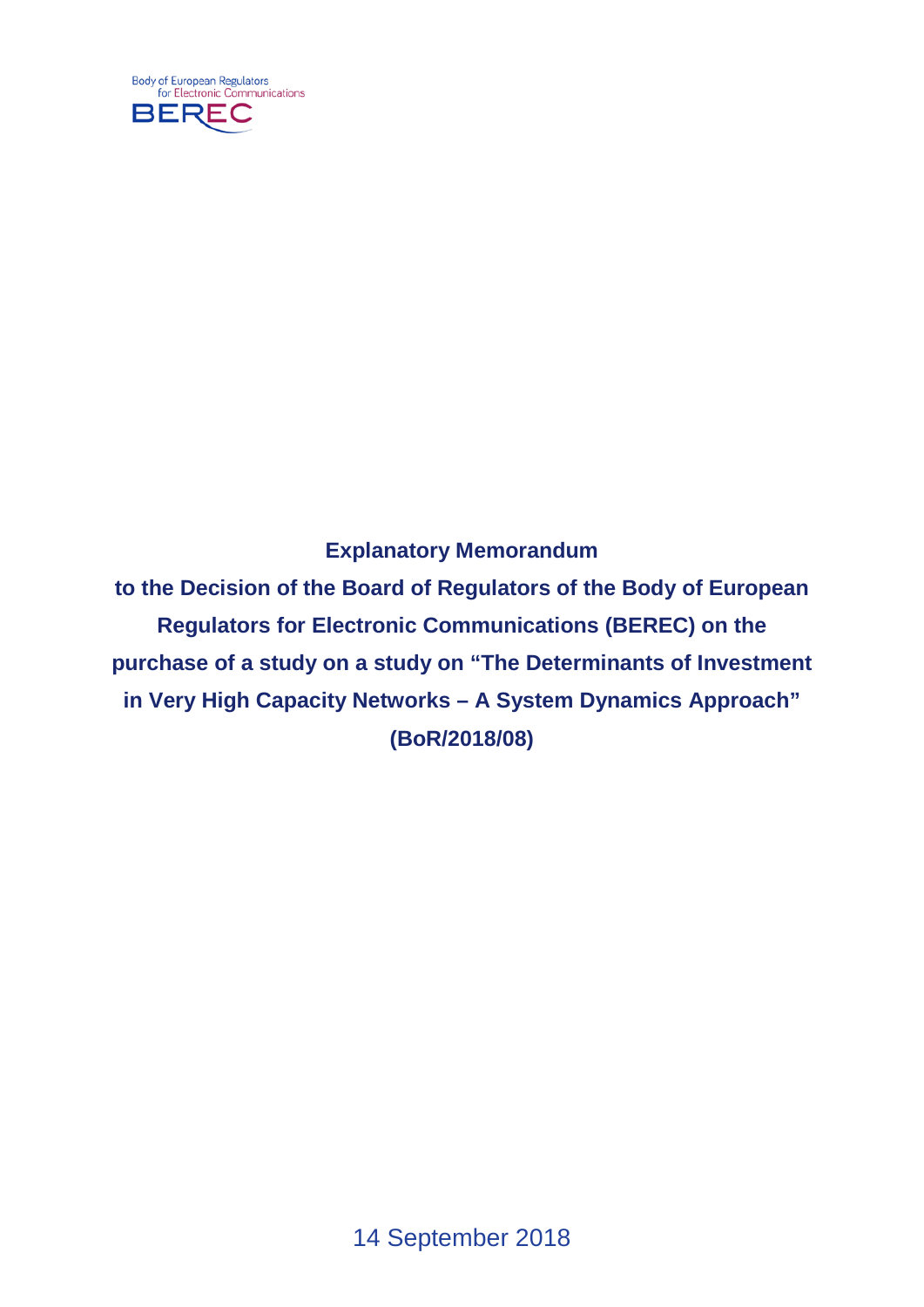Body of European Regulators for Electronic Communications

BEREC

**Explanatory Memorandum**

**to the Decision of the Board of Regulators of the Body of European Regulators for Electronic Communications (BEREC) on the purchase of a study on a study on “The Determinants of Investment in Very High Capacity Networks – A System Dynamics Approach” (BoR/2018/08)**

14 September 2018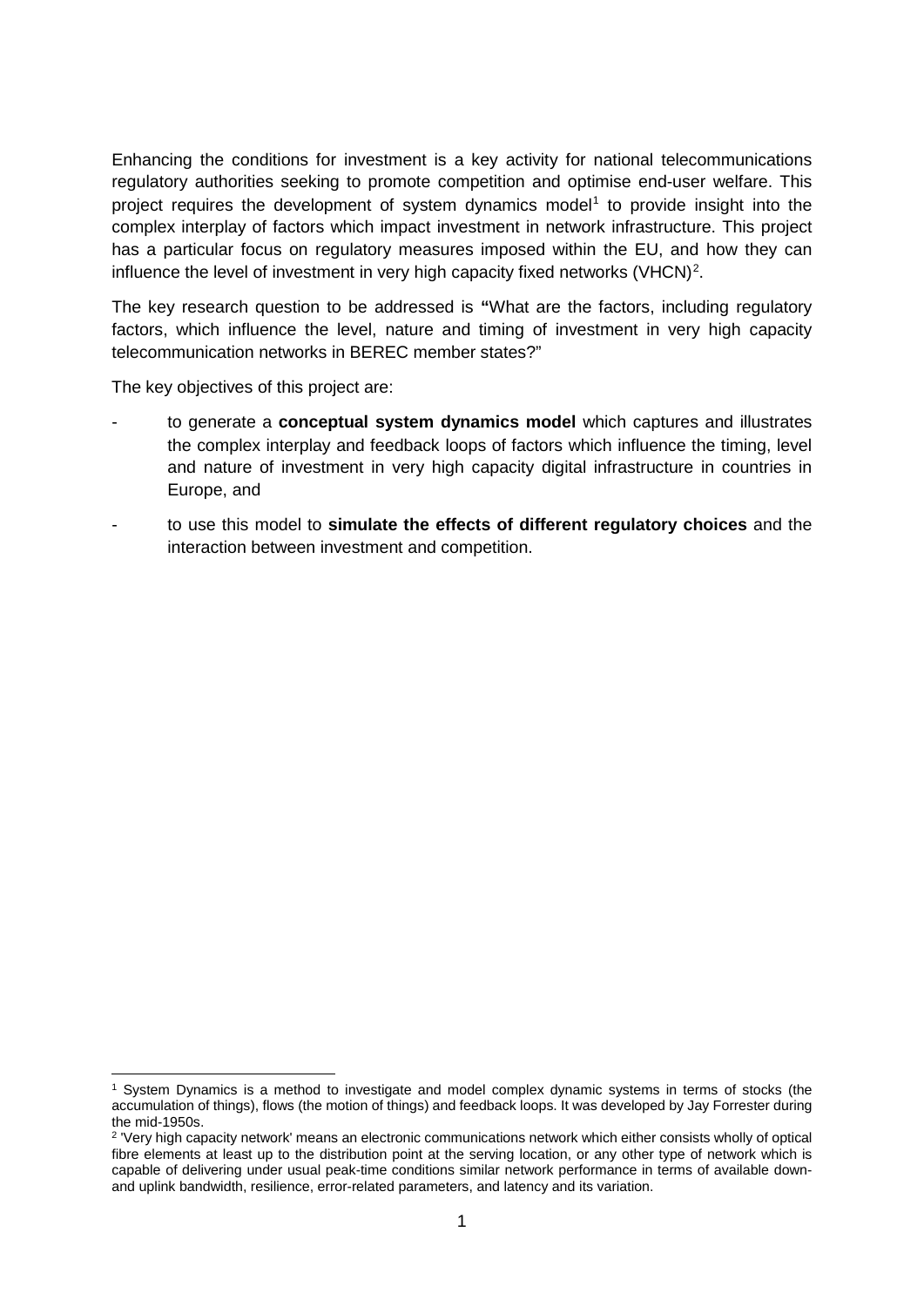Enhancing the conditions for investment is a key activity for national telecommunications regulatory authorities seeking to promote competition and optimise end-user welfare. This project requires the development of system dynamics model[1] to provide insight into the complex interplay of factors which impact investment in network infrastructure. This project has a particular focus on regulatory measures imposed within the EU, and how they can influence the level of investment in very high capacity fixed networks (VHCN)[2].

The key research question to be addressed is **"**What are the factors, including regulatory factors, which influence the level, nature and timing of investment in very high capacity telecommunication networks in BEREC member states?"

The key objectives of this project are:

- to generate a **conceptual system dynamics model** which captures and illustrates the complex interplay and feedback loops of factors which influence the timing, level and nature of investment in very high capacity digital infrastructure in countries in Europe, and
- to use this model to **simulate the effects of different regulatory choices** and the interaction between investment and competition.

---

[1] System Dynamics is a method to investigate and model complex dynamic systems in terms of stocks (the accumulation of things), flows (the motion of things) and feedback loops. It was developed by Jay Forrester during the mid-1950s.

[2] 'Very high capacity network' means an electronic communications network which either consists wholly of optical fibre elements at least up to the distribution point at the serving location, or any other type of network which is capable of delivering under usual peak-time conditions similar network performance in terms of available down- and uplink bandwidth, resilience, error-related parameters, and latency and its variation.